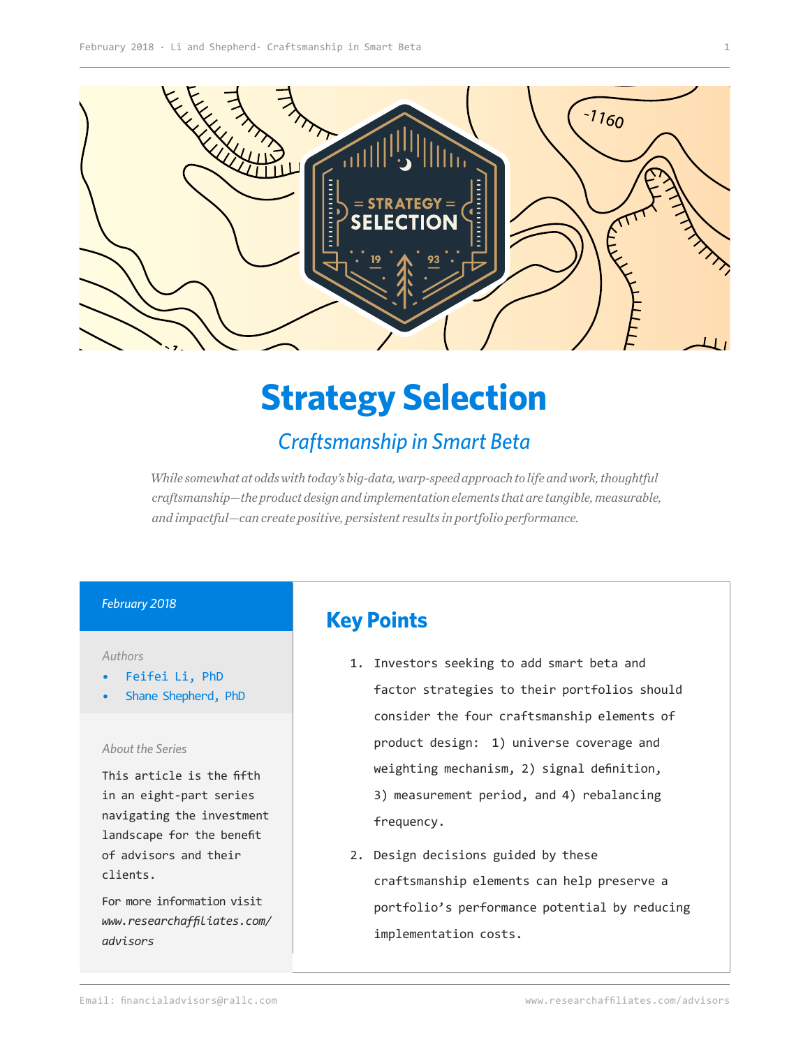# Strategy Selection

## *Craftsmanship in Smart Beta*

*While somewhat at odds with today's big-data, warp-speed approach to life and work, thoughtful craftsmanship—the product design and implementation elements that are tangible, measurable, and impactful—can create positive, persistent results in portfolio performance.*

*February 2018*

*Authors*

- Feifei Li, PhD
- Shane Shepherd, PhD

*About the Series*

This article is the fifth in an eight-part series navigating the investment landscape for the benefit of advisors and their clients.

For more information visit *www.researchaffiliates.com/advisors*

## Key Points

1. Investors seeking to add smart beta and factor strategies to their portfolios should consider the four craftsmanship elements of product design: 1) universe coverage and weighting mechanism, 2) signal definition, 3) measurement period, and 4) rebalancing frequency.
2. Design decisions guided by these craftsmanship elements can help preserve a portfolio's performance potential by reducing implementation costs.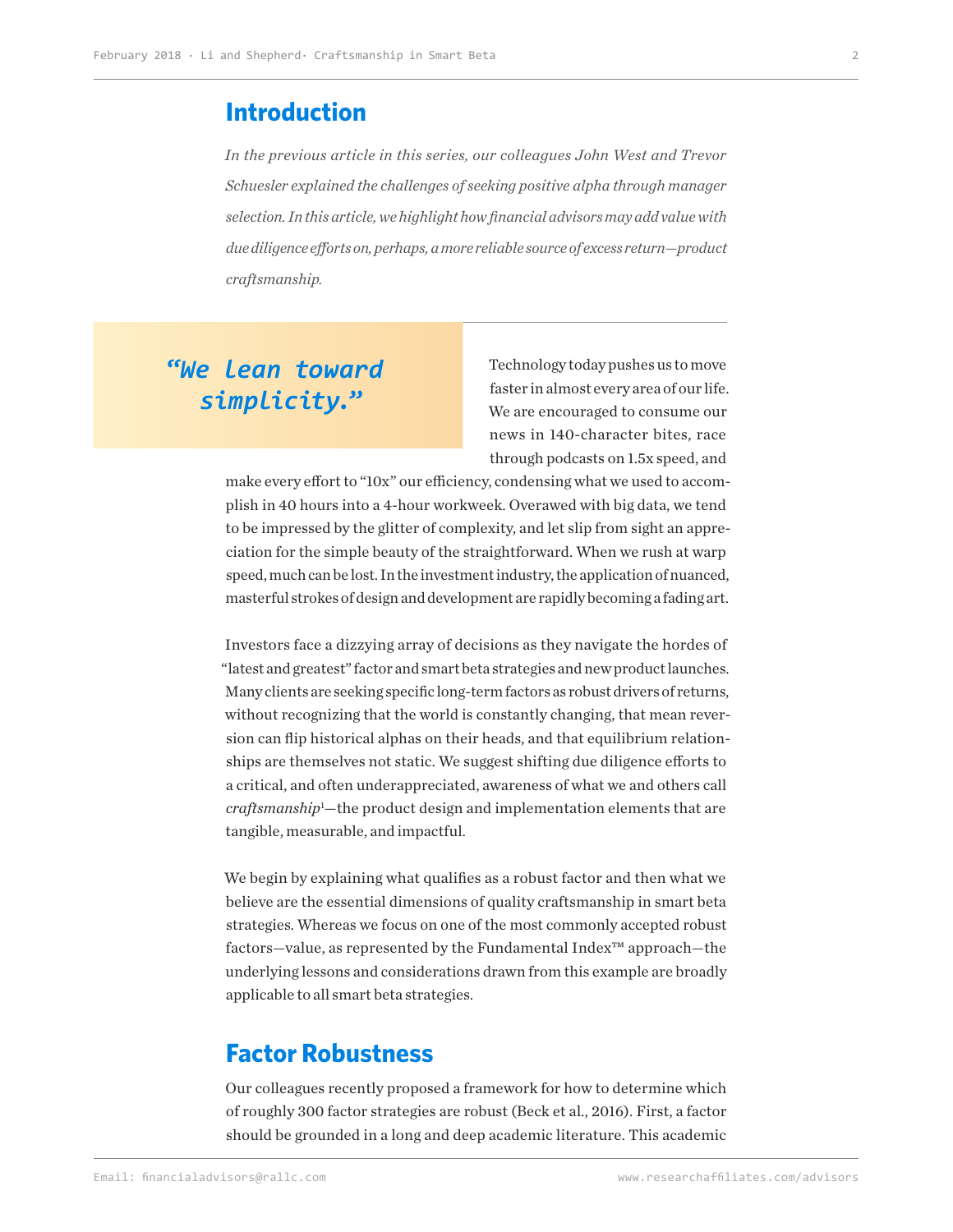## Introduction

*In the previous article in this series, our colleagues John West and Trevor Schuesler explained the challenges of seeking positive alpha through manager selection. In this article, we highlight how financial advisors may add value with due diligence efforts on, perhaps, a more reliable source of excess return—product craftsmanship.*

> ***"We lean toward simplicity."***

Technology today pushes us to move faster in almost every area of our life. We are encouraged to consume our news in 140-character bites, race through podcasts on 1.5x speed, and make every effort to "10x" our efficiency, condensing what we used to accomplish in 40 hours into a 4-hour workweek. Overawed with big data, we tend to be impressed by the glitter of complexity, and let slip from sight an appreciation for the simple beauty of the straightforward. When we rush at warp speed, much can be lost. In the investment industry, the application of nuanced, masterful strokes of design and development are rapidly becoming a fading art.

Investors face a dizzying array of decisions as they navigate the hordes of "latest and greatest" factor and smart beta strategies and new product launches. Many clients are seeking specific long-term factors as robust drivers of returns, without recognizing that the world is constantly changing, that mean reversion can flip historical alphas on their heads, and that equilibrium relationships are themselves not static. We suggest shifting due diligence efforts to a critical, and often underappreciated, awareness of what we and others call *craftsmanship*[1]—the product design and implementation elements that are tangible, measurable, and impactful.

We begin by explaining what qualifies as a robust factor and then what we believe are the essential dimensions of quality craftsmanship in smart beta strategies. Whereas we focus on one of the most commonly accepted robust factors—value, as represented by the Fundamental Index™ approach—the underlying lessons and considerations drawn from this example are broadly applicable to all smart beta strategies.

## Factor Robustness

Our colleagues recently proposed a framework for how to determine which of roughly 300 factor strategies are robust (Beck et al., 2016). First, a factor should be grounded in a long and deep academic literature. This academic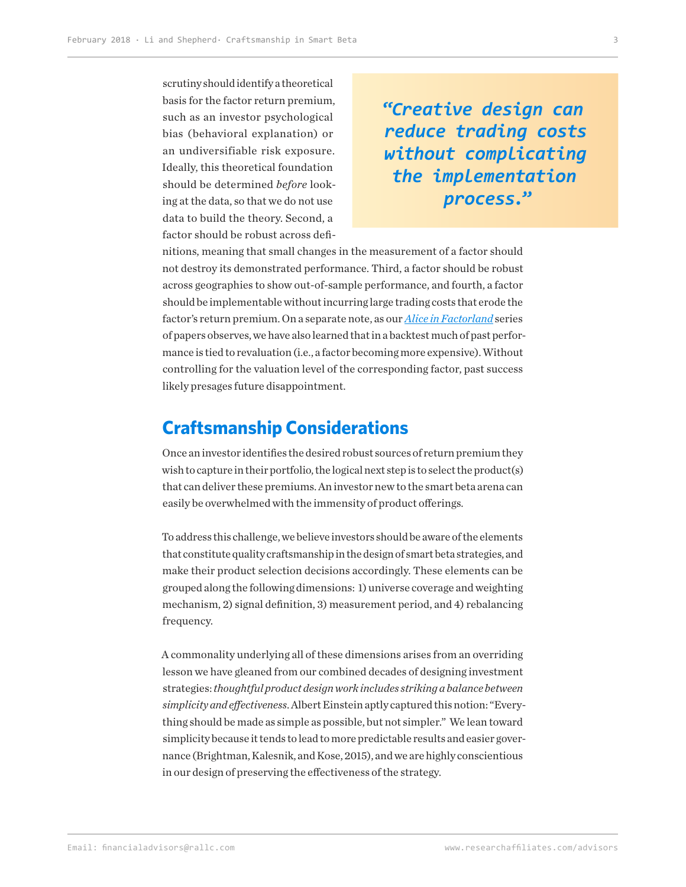scrutiny should identify a theoretical basis for the factor return premium, such as an investor psychological bias (behavioral explanation) or an undiversifiable risk exposure. Ideally, this theoretical foundation should be determined *before* looking at the data, so that we do not use data to build the theory. Second, a factor should be robust across definitions, meaning that small changes in the measurement of a factor should not destroy its demonstrated performance. Third, a factor should be robust across geographies to show out-of-sample performance, and fourth, a factor should be implementable without incurring large trading costs that erode the factor's return premium. On a separate note, as our *Alice in Factorland* series of papers observes, we have also learned that in a backtest much of past performance is tied to revaluation (i.e., a factor becoming more expensive). Without controlling for the valuation level of the corresponding factor, past success likely presages future disappointment.

> ***"Creative design can reduce trading costs without complicating the implementation process."***

## Craftsmanship Considerations

Once an investor identifies the desired robust sources of return premium they wish to capture in their portfolio, the logical next step is to select the product(s) that can deliver these premiums. An investor new to the smart beta arena can easily be overwhelmed with the immensity of product offerings.

To address this challenge, we believe investors should be aware of the elements that constitute quality craftsmanship in the design of smart beta strategies, and make their product selection decisions accordingly. These elements can be grouped along the following dimensions: 1) universe coverage and weighting mechanism, 2) signal definition, 3) measurement period, and 4) rebalancing frequency.

A commonality underlying all of these dimensions arises from an overriding lesson we have gleaned from our combined decades of designing investment strategies: *thoughtful product design work includes striking a balance between simplicity and effectiveness*. Albert Einstein aptly captured this notion: "Everything should be made as simple as possible, but not simpler." We lean toward simplicity because it tends to lead to more predictable results and easier governance (Brightman, Kalesnik, and Kose, 2015), and we are highly conscientious in our design of preserving the effectiveness of the strategy.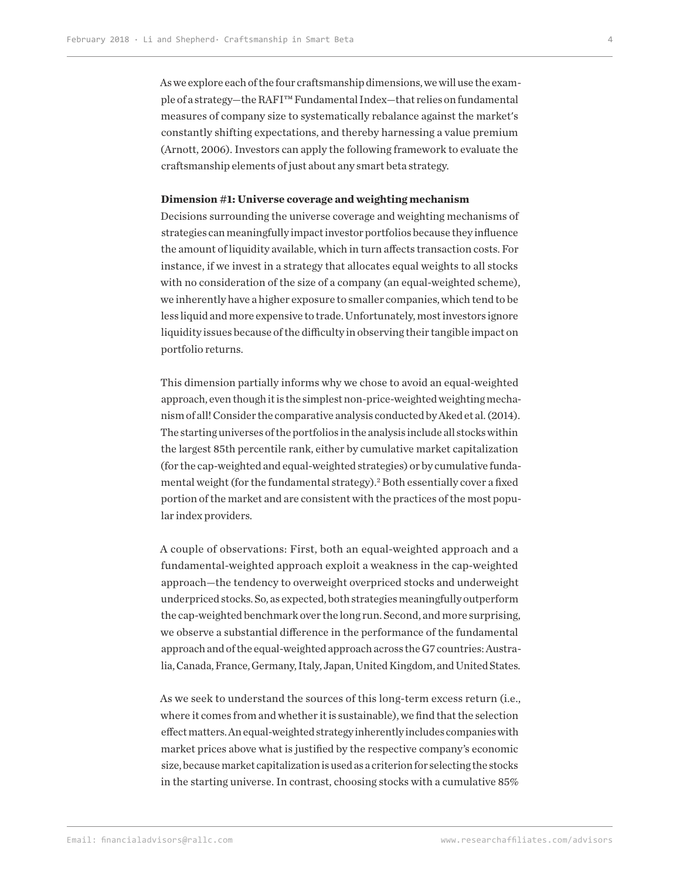As we explore each of the four craftsmanship dimensions, we will use the example of a strategy—the RAFI™ Fundamental Index—that relies on fundamental measures of company size to systematically rebalance against the market's constantly shifting expectations, and thereby harnessing a value premium (Arnott, 2006). Investors can apply the following framework to evaluate the craftsmanship elements of just about any smart beta strategy.

**Dimension #1: Universe coverage and weighting mechanism**

Decisions surrounding the universe coverage and weighting mechanisms of strategies can meaningfully impact investor portfolios because they influence the amount of liquidity available, which in turn affects transaction costs. For instance, if we invest in a strategy that allocates equal weights to all stocks with no consideration of the size of a company (an equal-weighted scheme), we inherently have a higher exposure to smaller companies, which tend to be less liquid and more expensive to trade. Unfortunately, most investors ignore liquidity issues because of the difficulty in observing their tangible impact on portfolio returns.

This dimension partially informs why we chose to avoid an equal-weighted approach, even though it is the simplest non-price-weighted weighting mechanism of all! Consider the comparative analysis conducted by Aked et al. (2014). The starting universes of the portfolios in the analysis include all stocks within the largest 85th percentile rank, either by cumulative market capitalization (for the cap-weighted and equal-weighted strategies) or by cumulative fundamental weight (for the fundamental strategy).[2] Both essentially cover a fixed portion of the market and are consistent with the practices of the most popular index providers.

A couple of observations: First, both an equal-weighted approach and a fundamental-weighted approach exploit a weakness in the cap-weighted approach—the tendency to overweight overpriced stocks and underweight underpriced stocks. So, as expected, both strategies meaningfully outperform the cap-weighted benchmark over the long run. Second, and more surprising, we observe a substantial difference in the performance of the fundamental approach and of the equal-weighted approach across the G7 countries: Australia, Canada, France, Germany, Italy, Japan, United Kingdom, and United States.

As we seek to understand the sources of this long-term excess return (i.e., where it comes from and whether it is sustainable), we find that the selection effect matters. An equal-weighted strategy inherently includes companies with market prices above what is justified by the respective company's economic size, because market capitalization is used as a criterion for selecting the stocks in the starting universe. In contrast, choosing stocks with a cumulative 85%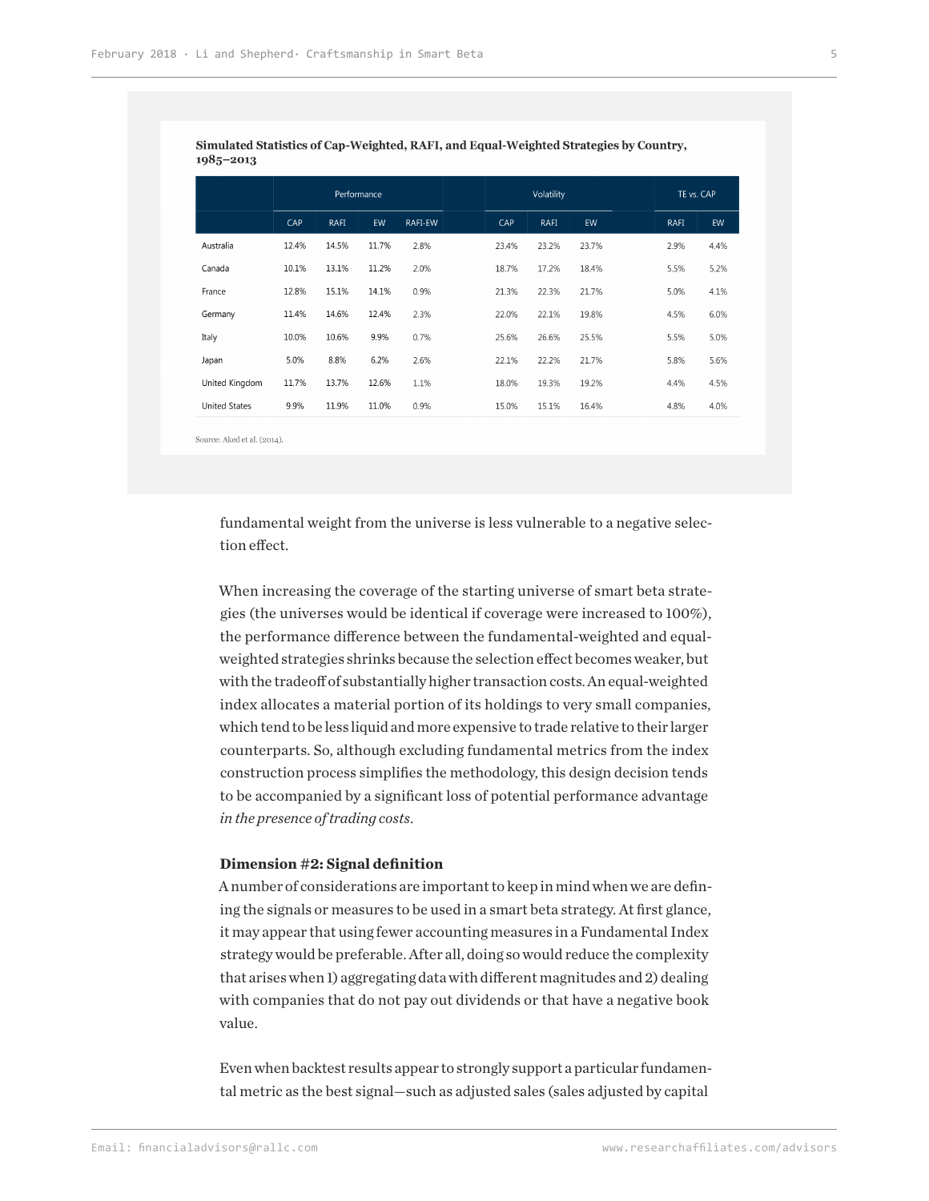**Simulated Statistics of Cap-Weighted, RAFI, and Equal-Weighted Strategies by Country, 1985–2013**

| | Performance | | | | Volatility | | | TE vs. CAP | |
|---|---|---|---|---|---|---|---|---|---|
| | CAP | RAFI | EW | RAFI-EW | CAP | RAFI | EW | RAFI | EW |
| Australia | 12.4% | 14.5% | 11.7% | 2.8% | 23.4% | 23.2% | 23.7% | 2.9% | 4.4% |
| Canada | 10.1% | 13.1% | 11.2% | 2.0% | 18.7% | 17.2% | 18.4% | 5.5% | 5.2% |
| France | 12.8% | 15.1% | 14.1% | 0.9% | 21.3% | 22.3% | 21.7% | 5.0% | 4.1% |
| Germany | 11.4% | 14.6% | 12.4% | 2.3% | 22.0% | 22.1% | 19.8% | 4.5% | 6.0% |
| Italy | 10.0% | 10.6% | 9.9% | 0.7% | 25.6% | 26.6% | 25.5% | 5.5% | 5.0% |
| Japan | 5.0% | 8.8% | 6.2% | 2.6% | 22.1% | 22.2% | 21.7% | 5.8% | 5.6% |
| United Kingdom | 11.7% | 13.7% | 12.6% | 1.1% | 18.0% | 19.3% | 19.2% | 4.4% | 4.5% |
| United States | 9.9% | 11.9% | 11.0% | 0.9% | 15.0% | 15.1% | 16.4% | 4.8% | 4.0% |

Source: Aked et al. (2014).

fundamental weight from the universe is less vulnerable to a negative selection effect.

When increasing the coverage of the starting universe of smart beta strategies (the universes would be identical if coverage were increased to 100%), the performance difference between the fundamental-weighted and equal-weighted strategies shrinks because the selection effect becomes weaker, but with the tradeoff of substantially higher transaction costs. An equal-weighted index allocates a material portion of its holdings to very small companies, which tend to be less liquid and more expensive to trade relative to their larger counterparts. So, although excluding fundamental metrics from the index construction process simplifies the methodology, this design decision tends to be accompanied by a significant loss of potential performance advantage *in the presence of trading costs*.

**Dimension #2: Signal definition**

A number of considerations are important to keep in mind when we are defining the signals or measures to be used in a smart beta strategy. At first glance, it may appear that using fewer accounting measures in a Fundamental Index strategy would be preferable. After all, doing so would reduce the complexity that arises when 1) aggregating data with different magnitudes and 2) dealing with companies that do not pay out dividends or that have a negative book value.

Even when backtest results appear to strongly support a particular fundamental metric as the best signal—such as adjusted sales (sales adjusted by capital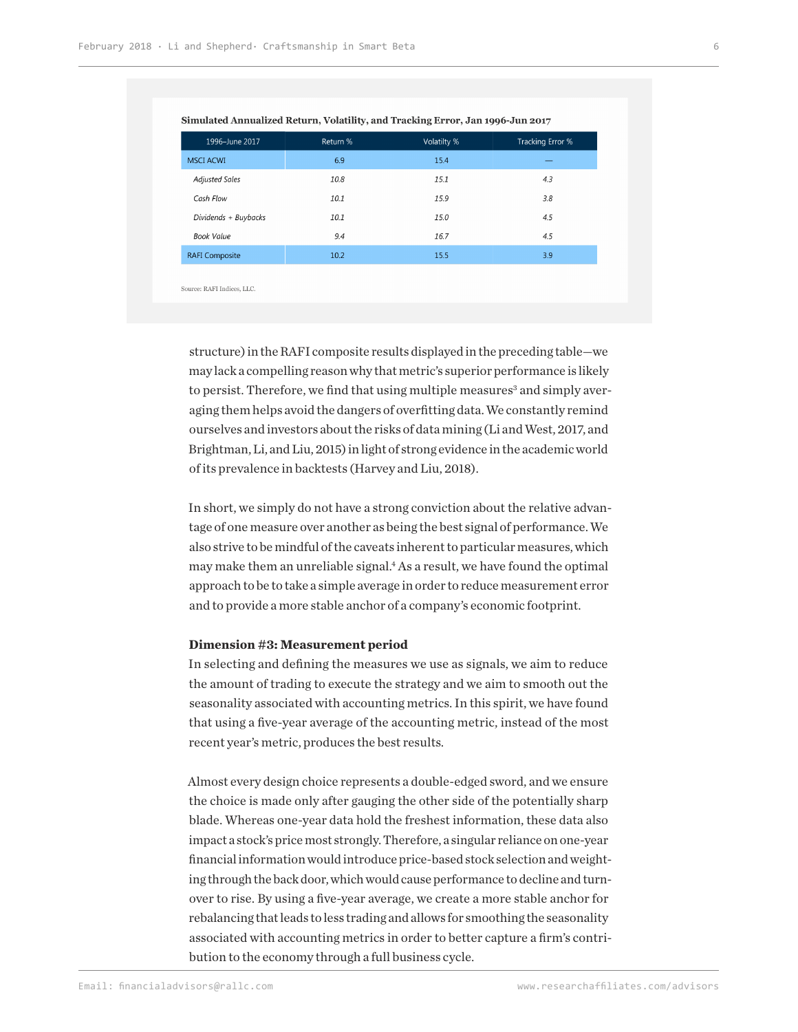**Simulated Annualized Return, Volatility, and Tracking Error, Jan 1996-Jun 2017**

| 1996–June 2017 | Return % | Volatilty % | Tracking Error % |
|---|---|---|---|
| MSCI ACWI | 6.9 | 15.4 | — |
| *Adjusted Sales* | *10.8* | *15.1* | *4.3* |
| *Cash Flow* | *10.1* | *15.9* | *3.8* |
| *Dividends + Buybacks* | *10.1* | *15.0* | *4.5* |
| *Book Value* | *9.4* | *16.7* | *4.5* |
| RAFI Composite | 10.2 | 15.5 | 3.9 |

Source: RAFI Indices, LLC.

structure) in the RAFI composite results displayed in the preceding table—we may lack a compelling reason why that metric's superior performance is likely to persist. Therefore, we find that using multiple measures[3] and simply averaging them helps avoid the dangers of overfitting data. We constantly remind ourselves and investors about the risks of data mining (Li and West, 2017, and Brightman, Li, and Liu, 2015) in light of strong evidence in the academic world of its prevalence in backtests (Harvey and Liu, 2018).

In short, we simply do not have a strong conviction about the relative advantage of one measure over another as being the best signal of performance. We also strive to be mindful of the caveats inherent to particular measures, which may make them an unreliable signal.[4] As a result, we have found the optimal approach to be to take a simple average in order to reduce measurement error and to provide a more stable anchor of a company's economic footprint.

**Dimension #3: Measurement period**

In selecting and defining the measures we use as signals, we aim to reduce the amount of trading to execute the strategy and we aim to smooth out the seasonality associated with accounting metrics. In this spirit, we have found that using a five-year average of the accounting metric, instead of the most recent year's metric, produces the best results.

Almost every design choice represents a double-edged sword, and we ensure the choice is made only after gauging the other side of the potentially sharp blade. Whereas one-year data hold the freshest information, these data also impact a stock's price most strongly. Therefore, a singular reliance on one-year financial information would introduce price-based stock selection and weighting through the back door, which would cause performance to decline and turnover to rise. By using a five-year average, we create a more stable anchor for rebalancing that leads to less trading and allows for smoothing the seasonality associated with accounting metrics in order to better capture a firm's contribution to the economy through a full business cycle.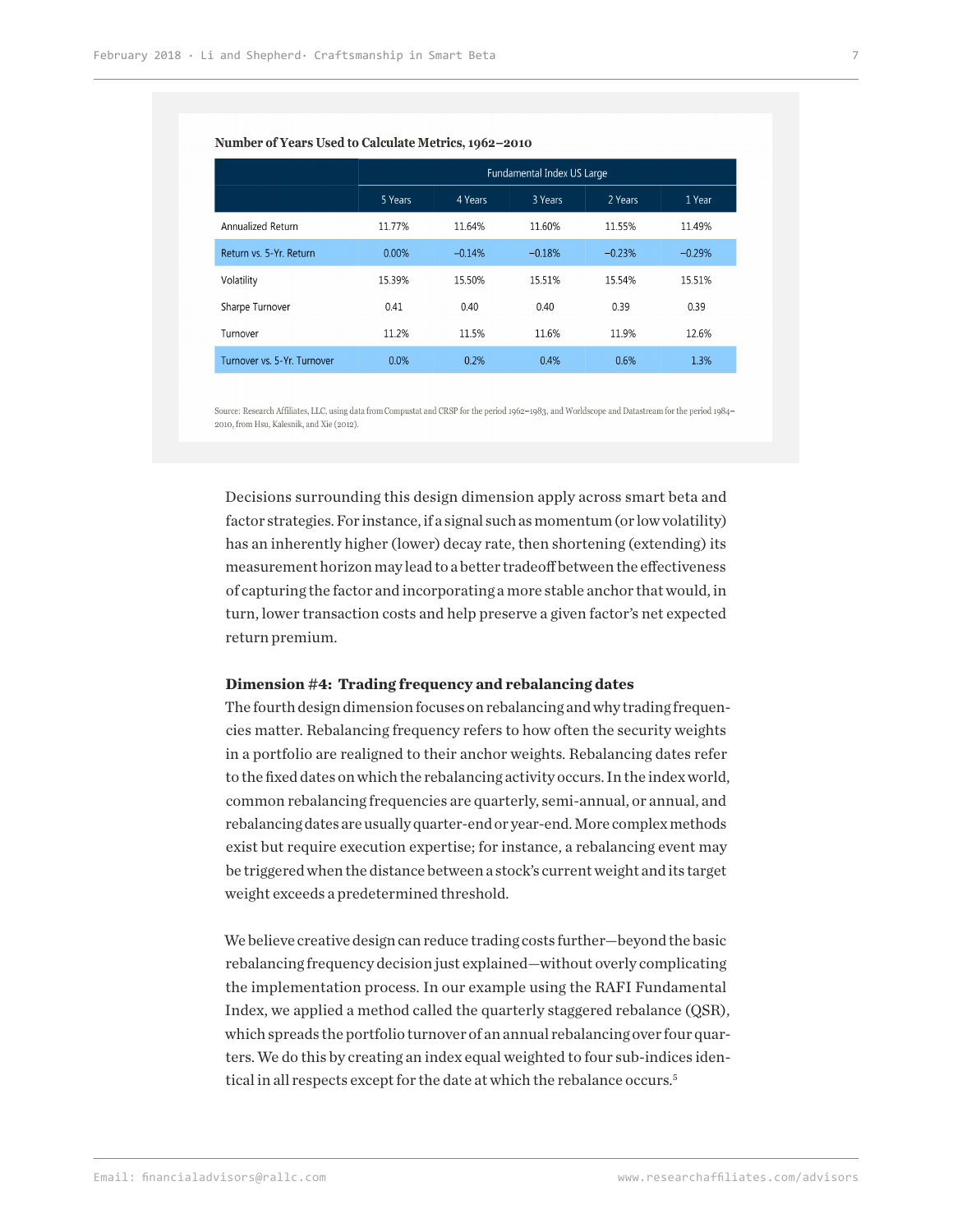**Number of Years Used to Calculate Metrics, 1962–2010**

| | Fundamental Index US Large | | | | |
|---|---|---|---|---|---|
| | 5 Years | 4 Years | 3 Years | 2 Years | 1 Year |
| Annualized Return | 11.77% | 11.64% | 11.60% | 11.55% | 11.49% |
| Return vs. 5-Yr. Return | 0.00% | −0.14% | −0.18% | −0.23% | −0.29% |
| Volatility | 15.39% | 15.50% | 15.51% | 15.54% | 15.51% |
| Sharpe Turnover | 0.41 | 0.40 | 0.40 | 0.39 | 0.39 |
| Turnover | 11.2% | 11.5% | 11.6% | 11.9% | 12.6% |
| Turnover vs. 5-Yr. Turnover | 0.0% | 0.2% | 0.4% | 0.6% | 1.3% |

Source: Research Affiliates, LLC, using data from Compustat and CRSP for the period 1962–1983, and Worldscope and Datastream for the period 1984–2010, from Hsu, Kalesnik, and Xie (2012).

Decisions surrounding this design dimension apply across smart beta and factor strategies. For instance, if a signal such as momentum (or low volatility) has an inherently higher (lower) decay rate, then shortening (extending) its measurement horizon may lead to a better tradeoff between the effectiveness of capturing the factor and incorporating a more stable anchor that would, in turn, lower transaction costs and help preserve a given factor's net expected return premium.

**Dimension #4: Trading frequency and rebalancing dates**

The fourth design dimension focuses on rebalancing and why trading frequencies matter. Rebalancing frequency refers to how often the security weights in a portfolio are realigned to their anchor weights. Rebalancing dates refer to the fixed dates on which the rebalancing activity occurs. In the index world, common rebalancing frequencies are quarterly, semi-annual, or annual, and rebalancing dates are usually quarter-end or year-end. More complex methods exist but require execution expertise; for instance, a rebalancing event may be triggered when the distance between a stock's current weight and its target weight exceeds a predetermined threshold.

We believe creative design can reduce trading costs further—beyond the basic rebalancing frequency decision just explained—without overly complicating the implementation process. In our example using the RAFI Fundamental Index, we applied a method called the quarterly staggered rebalance (QSR), which spreads the portfolio turnover of an annual rebalancing over four quarters. We do this by creating an index equal weighted to four sub-indices identical in all respects except for the date at which the rebalance occurs.[5]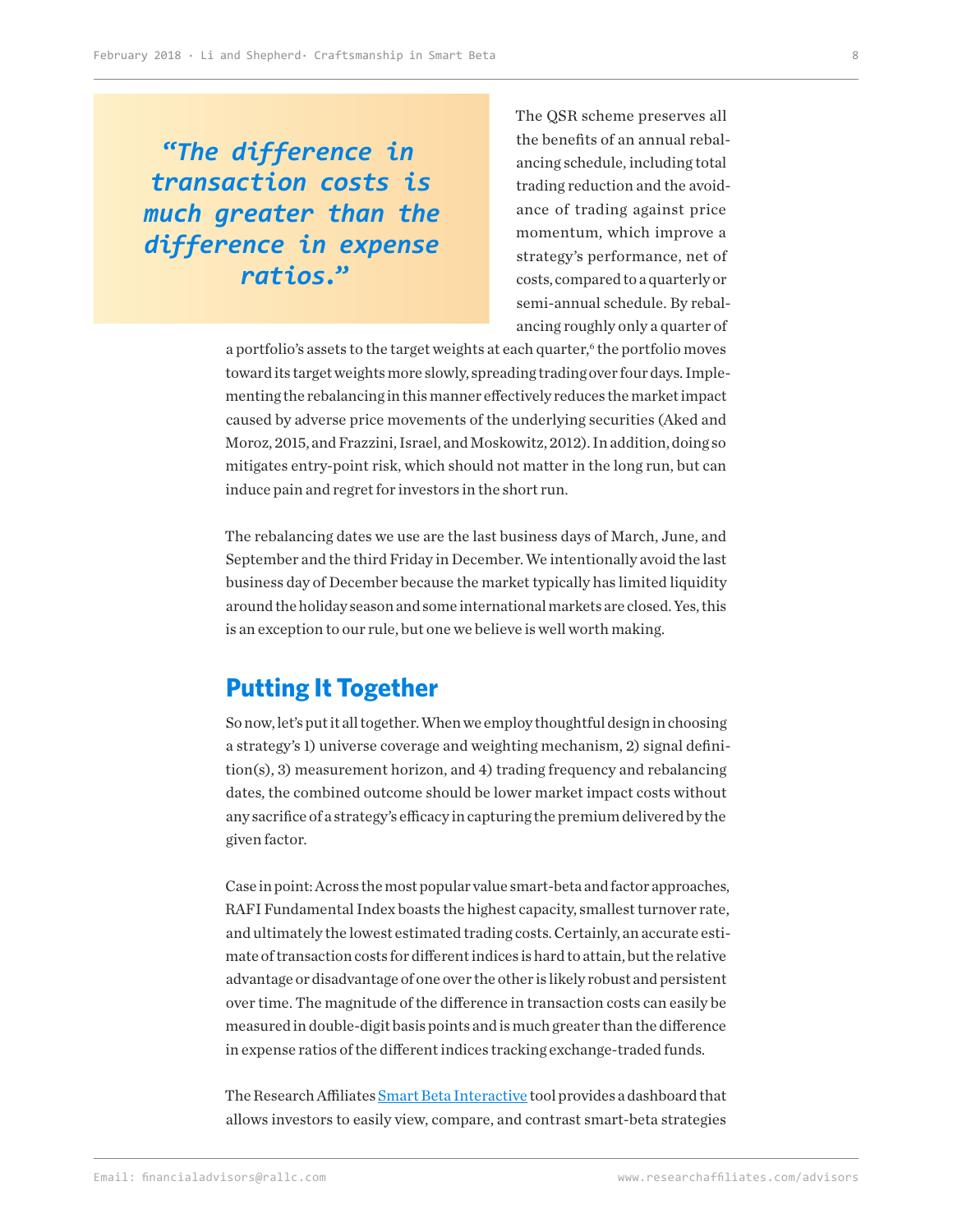> *"The difference in transaction costs is much greater than the difference in expense ratios."*

The QSR scheme preserves all the benefits of an annual rebalancing schedule, including total trading reduction and the avoidance of trading against price momentum, which improve a strategy's performance, net of costs, compared to a quarterly or semi-annual schedule. By rebalancing roughly only a quarter of a portfolio's assets to the target weights at each quarter,[6] the portfolio moves toward its target weights more slowly, spreading trading over four days. Implementing the rebalancing in this manner effectively reduces the market impact caused by adverse price movements of the underlying securities (Aked and Moroz, 2015, and Frazzini, Israel, and Moskowitz, 2012). In addition, doing so mitigates entry-point risk, which should not matter in the long run, but can induce pain and regret for investors in the short run.

The rebalancing dates we use are the last business days of March, June, and September and the third Friday in December. We intentionally avoid the last business day of December because the market typically has limited liquidity around the holiday season and some international markets are closed. Yes, this is an exception to our rule, but one we believe is well worth making.

## Putting It Together

So now, let's put it all together. When we employ thoughtful design in choosing a strategy's 1) universe coverage and weighting mechanism, 2) signal definition(s), 3) measurement horizon, and 4) trading frequency and rebalancing dates, the combined outcome should be lower market impact costs without any sacrifice of a strategy's efficacy in capturing the premium delivered by the given factor.

Case in point: Across the most popular value smart-beta and factor approaches, RAFI Fundamental Index boasts the highest capacity, smallest turnover rate, and ultimately the lowest estimated trading costs. Certainly, an accurate estimate of transaction costs for different indices is hard to attain, but the relative advantage or disadvantage of one over the other is likely robust and persistent over time. The magnitude of the difference in transaction costs can easily be measured in double-digit basis points and is much greater than the difference in expense ratios of the different indices tracking exchange-traded funds.

The Research Affiliates Smart Beta Interactive tool provides a dashboard that allows investors to easily view, compare, and contrast smart-beta strategies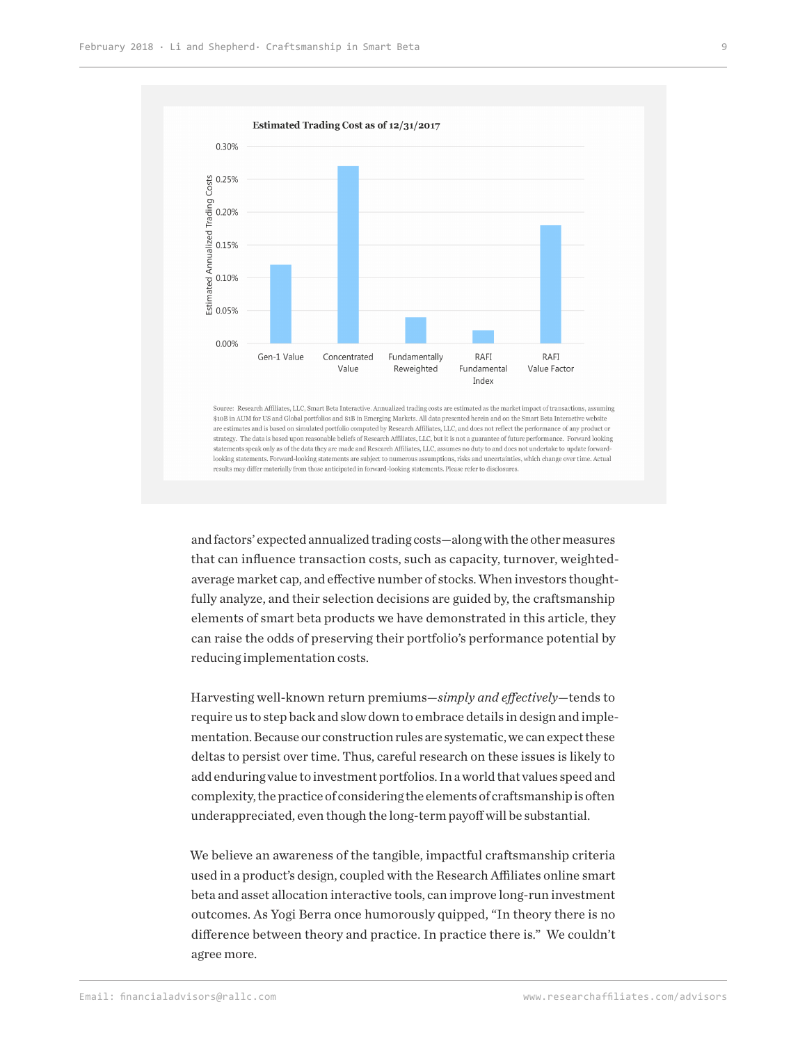**Estimated Trading Cost as of 12/31/2017**

| | Estimated Annualized Trading Costs |
|---|---|
| Gen-1 Value | 0.12% |
| Concentrated Value | 0.27% |
| Fundamentally Reweighted | 0.04% |
| RAFI Fundamental Index | 0.02% |
| RAFI Value Factor | 0.18% |

Source: Research Affiliates, LLC, Smart Beta Interactive. Annualized trading costs are estimated as the market impact of transactions, assuming $10B in AUM for US and Global portfolios and $1B in Emerging Markets. All data presented herein and on the Smart Beta Interactive website are estimates and is based on simulated portfolio computed by Research Affiliates, LLC, and does not reflect the performance of any product or strategy. The data is based upon reasonable beliefs of Research Affiliates, LLC, but it is not a guarantee of future performance. Forward looking statements speak only as of the data they are made and Research Affiliates, LLC, assumes no duty to and does not undertake to update forward-looking statements. Forward-looking statements are subject to numerous assumptions, risks and uncertainties, which change over time. Actual results may differ materially from those anticipated in forward-looking statements. Please refer to disclosures.

and factors' expected annualized trading costs—along with the other measures that can influence transaction costs, such as capacity, turnover, weighted-average market cap, and effective number of stocks. When investors thoughtfully analyze, and their selection decisions are guided by, the craftsmanship elements of smart beta products we have demonstrated in this article, they can raise the odds of preserving their portfolio's performance potential by reducing implementation costs.

Harvesting well-known return premiums—*simply and effectively*—tends to require us to step back and slow down to embrace details in design and implementation. Because our construction rules are systematic, we can expect these deltas to persist over time. Thus, careful research on these issues is likely to add enduring value to investment portfolios. In a world that values speed and complexity, the practice of considering the elements of craftsmanship is often underappreciated, even though the long-term payoff will be substantial.

We believe an awareness of the tangible, impactful craftsmanship criteria used in a product's design, coupled with the Research Affiliates online smart beta and asset allocation interactive tools, can improve long-run investment outcomes. As Yogi Berra once humorously quipped, "In theory there is no difference between theory and practice. In practice there is." We couldn't agree more.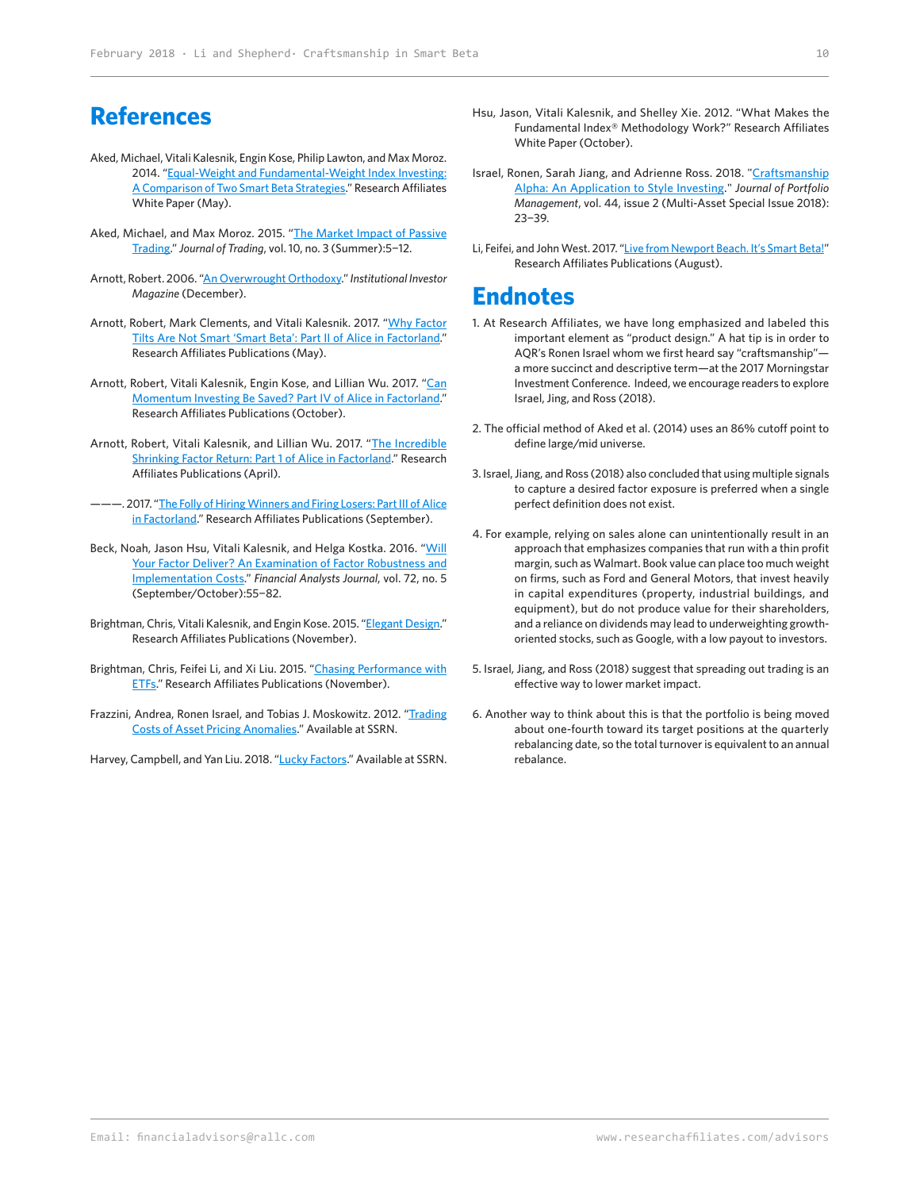# References

Aked, Michael, Vitali Kalesnik, Engin Kose, Philip Lawton, and Max Moroz. 2014. "Equal-Weight and Fundamental-Weight Index Investing: A Comparison of Two Smart Beta Strategies." Research Affiliates White Paper (May).

Aked, Michael, and Max Moroz. 2015. "The Market Impact of Passive Trading." *Journal of Trading*, vol. 10, no. 3 (Summer):5–12.

Arnott, Robert. 2006. "An Overwrought Orthodoxy." *Institutional Investor Magazine* (December).

Arnott, Robert, Mark Clements, and Vitali Kalesnik. 2017. "Why Factor Tilts Are Not Smart 'Smart Beta': Part II of Alice in Factorland." Research Affiliates Publications (May).

Arnott, Robert, Vitali Kalesnik, Engin Kose, and Lillian Wu. 2017. "Can Momentum Investing Be Saved? Part IV of Alice in Factorland." Research Affiliates Publications (October).

Arnott, Robert, Vitali Kalesnik, and Lillian Wu. 2017. "The Incredible Shrinking Factor Return: Part 1 of Alice in Factorland." Research Affiliates Publications (April).

———. 2017. "The Folly of Hiring Winners and Firing Losers: Part III of Alice in Factorland." Research Affiliates Publications (September).

Beck, Noah, Jason Hsu, Vitali Kalesnik, and Helga Kostka. 2016. "Will Your Factor Deliver? An Examination of Factor Robustness and Implementation Costs." *Financial Analysts Journal*, vol. 72, no. 5 (September/October):55–82.

Brightman, Chris, Vitali Kalesnik, and Engin Kose. 2015. "Elegant Design." Research Affiliates Publications (November).

Brightman, Chris, Feifei Li, and Xi Liu. 2015. "Chasing Performance with ETFs." Research Affiliates Publications (November).

Frazzini, Andrea, Ronen Israel, and Tobias J. Moskowitz. 2012. "Trading Costs of Asset Pricing Anomalies." Available at SSRN.

Harvey, Campbell, and Yan Liu. 2018. "Lucky Factors." Available at SSRN.

Hsu, Jason, Vitali Kalesnik, and Shelley Xie. 2012. "What Makes the Fundamental Index® Methodology Work?" Research Affiliates White Paper (October).

Israel, Ronen, Sarah Jiang, and Adrienne Ross. 2018. "Craftsmanship Alpha: An Application to Style Investing." *Journal of Portfolio Management*, vol. 44, issue 2 (Multi-Asset Special Issue 2018): 23–39.

Li, Feifei, and John West. 2017. "Live from Newport Beach. It's Smart Beta!" Research Affiliates Publications (August).

# Endnotes

1. At Research Affiliates, we have long emphasized and labeled this important element as "product design." A hat tip is in order to AQR's Ronen Israel whom we first heard say "craftsmanship"—a more succinct and descriptive term—at the 2017 Morningstar Investment Conference. Indeed, we encourage readers to explore Israel, Jing, and Ross (2018).

2. The official method of Aked et al. (2014) uses an 86% cutoff point to define large/mid universe.

3. Israel, Jiang, and Ross (2018) also concluded that using multiple signals to capture a desired factor exposure is preferred when a single perfect definition does not exist.

4. For example, relying on sales alone can unintentionally result in an approach that emphasizes companies that run with a thin profit margin, such as Walmart. Book value can place too much weight on firms, such as Ford and General Motors, that invest heavily in capital expenditures (property, industrial buildings, and equipment), but do not produce value for their shareholders, and a reliance on dividends may lead to underweighting growth-oriented stocks, such as Google, with a low payout to investors.

5. Israel, Jiang, and Ross (2018) suggest that spreading out trading is an effective way to lower market impact.

6. Another way to think about this is that the portfolio is being moved about one-fourth toward its target positions at the quarterly rebalancing date, so the total turnover is equivalent to an annual rebalance.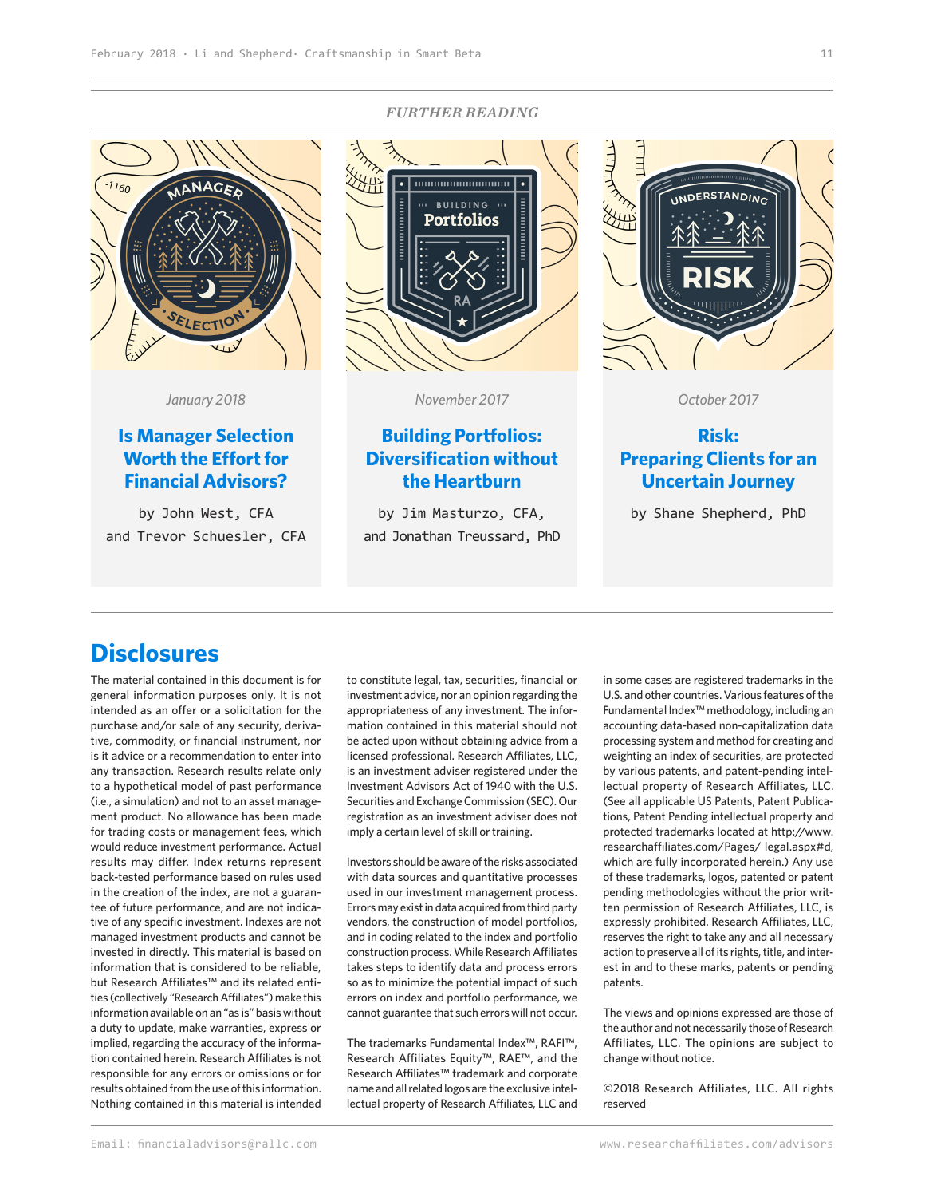*FURTHER READING*

January 2018

**Is Manager Selection Worth the Effort for Financial Advisors?**

by John West, CFA and Trevor Schuesler, CFA

November 2017

**Building Portfolios: Diversification without the Heartburn**

by Jim Masturzo, CFA, and Jonathan Treussard, PhD

October 2017

**Risk: Preparing Clients for an Uncertain Journey**

by Shane Shepherd, PhD

## Disclosures

The material contained in this document is for general information purposes only. It is not intended as an offer or a solicitation for the purchase and/or sale of any security, derivative, commodity, or financial instrument, nor is it advice or a recommendation to enter into any transaction. Research results relate only to a hypothetical model of past performance (i.e., a simulation) and not to an asset management product. No allowance has been made for trading costs or management fees, which would reduce investment performance. Actual results may differ. Index returns represent back-tested performance based on rules used in the creation of the index, are not a guarantee of future performance, and are not indicative of any specific investment. Indexes are not managed investment products and cannot be invested in directly. This material is based on information that is considered to be reliable, but Research Affiliates™ and its related entities (collectively "Research Affiliates") make this information available on an "as is" basis without a duty to update, make warranties, express or implied, regarding the accuracy of the information contained herein. Research Affiliates is not responsible for any errors or omissions or for results obtained from the use of this information. Nothing contained in this material is intended to constitute legal, tax, securities, financial or investment advice, nor an opinion regarding the appropriateness of any investment. The information contained in this material should not be acted upon without obtaining advice from a licensed professional. Research Affiliates, LLC, is an investment adviser registered under the Investment Advisors Act of 1940 with the U.S. Securities and Exchange Commission (SEC). Our registration as an investment adviser does not imply a certain level of skill or training.

Investors should be aware of the risks associated with data sources and quantitative processes used in our investment management process. Errors may exist in data acquired from third party vendors, the construction of model portfolios, and in coding related to the index and portfolio construction process. While Research Affiliates takes steps to identify data and process errors so as to minimize the potential impact of such errors on index and portfolio performance, we cannot guarantee that such errors will not occur.

The trademarks Fundamental Index™, RAFI™, Research Affiliates Equity™, RAE™, and the Research Affiliates™ trademark and corporate name and all related logos are the exclusive intellectual property of Research Affiliates, LLC and in some cases are registered trademarks in the U.S. and other countries. Various features of the Fundamental Index™ methodology, including an accounting data-based non-capitalization data processing system and method for creating and weighting an index of securities, are protected by various patents, and patent-pending intellectual property of Research Affiliates, LLC. (See all applicable US Patents, Patent Publications, Patent Pending intellectual property and protected trademarks located at http://www.researchaffiliates.com/Pages/ legal.aspx#d, which are fully incorporated herein.) Any use of these trademarks, logos, patented or patent pending methodologies without the prior written permission of Research Affiliates, LLC, is expressly prohibited. Research Affiliates, LLC, reserves the right to take any and all necessary action to preserve all of its rights, title, and interest in and to these marks, patents or pending patents.

The views and opinions expressed are those of the author and not necessarily those of Research Affiliates, LLC. The opinions are subject to change without notice.

©2018 Research Affiliates, LLC. All rights reserved

Email: financialadvisors@rallc.com

www.researchaffiliates.com/advisors